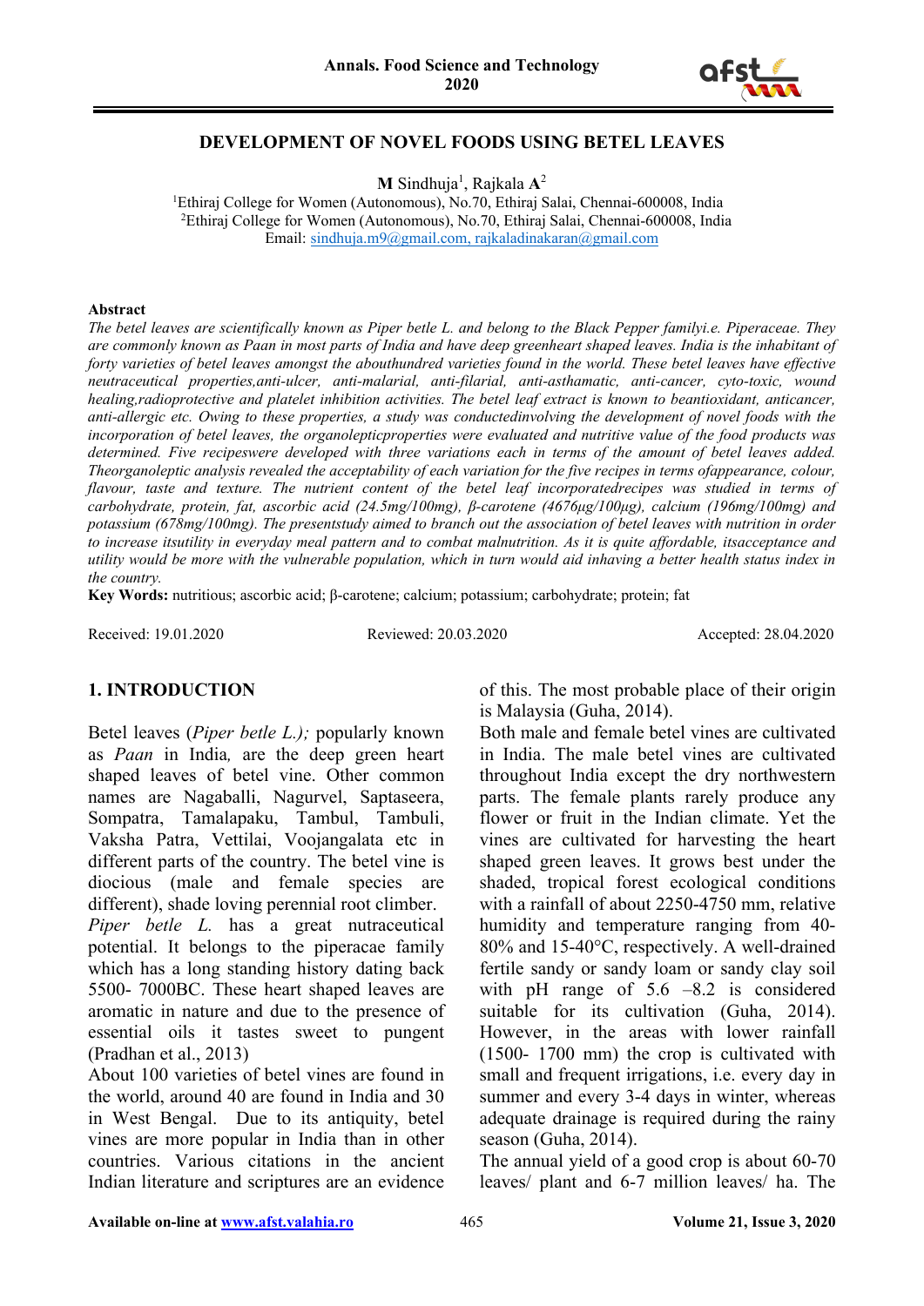# DEVELOPMENT OF NOVEL FOODS USING BETEL LEAVES

**M** Sindhuja[1], Rajkala **A**[2]

[1]Ethiraj College for Women (Autonomous), No.70, Ethiraj Salai, Chennai-600008, India
[2]Ethiraj College for Women (Autonomous), No.70, Ethiraj Salai, Chennai-600008, India
Email: sindhuja.m9@gmail.com, rajkaladinakaran@gmail.com

**Abstract**

*The betel leaves are scientifically known as Piper betle L. and belong to the Black Pepper familyi.e. Piperaceae. They are commonly known as Paan in most parts of India and have deep greenheart shaped leaves. India is the inhabitant of forty varieties of betel leaves amongst the abouthundred varieties found in the world. These betel leaves have effective neutraceutical properties,anti-ulcer, anti-malarial, anti-filarial, anti-asthamatic, anti-cancer, cyto-toxic, wound healing,radioprotective and platelet inhibition activities. The betel leaf extract is known to beantioxidant, anticancer, anti-allergic etc. Owing to these properties, a study was conductedinvolving the development of novel foods with the incorporation of betel leaves, the organolepticproperties were evaluated and nutritive value of the food products was determined. Five recipeswere developed with three variations each in terms of the amount of betel leaves added. Theorganoleptic analysis revealed the acceptability of each variation for the five recipes in terms ofappearance, colour, flavour, taste and texture. The nutrient content of the betel leaf incorporatedrecipes was studied in terms of carbohydrate, protein, fat, ascorbic acid (24.5mg/100mg), β-carotene (4676µg/100µg), calcium (196mg/100mg) and potassium (678mg/100mg). The presentstudy aimed to branch out the association of betel leaves with nutrition in order to increase itsutility in everyday meal pattern and to combat malnutrition. As it is quite affordable, itsacceptance and utility would be more with the vulnerable population, which in turn would aid inhaving a better health status index in the country.*

**Key Words:** nutritious; ascorbic acid; β-carotene; calcium; potassium; carbohydrate; protein; fat

Received: 19.01.2020 Reviewed: 20.03.2020 Accepted: 28.04.2020

## 1. INTRODUCTION

Betel leaves (*Piper betle L.);* popularly known as *Paan* in India*,* are the deep green heart shaped leaves of betel vine. Other common names are Nagaballi, Nagurvel, Saptaseera, Sompatra, Tamalapaku, Tambul, Tambuli, Vaksha Patra, Vettilai, Voojangalata etc in different parts of the country. The betel vine is diocious (male and female species are different), shade loving perennial root climber.

*Piper betle L.* has a great nutraceutical potential. It belongs to the piperacae family which has a long standing history dating back 5500- 7000BC. These heart shaped leaves are aromatic in nature and due to the presence of essential oils it tastes sweet to pungent (Pradhan et al., 2013)

About 100 varieties of betel vines are found in the world, around 40 are found in India and 30 in West Bengal. Due to its antiquity, betel vines are more popular in India than in other countries. Various citations in the ancient Indian literature and scriptures are an evidence of this. The most probable place of their origin is Malaysia (Guha, 2014).

Both male and female betel vines are cultivated in India. The male betel vines are cultivated throughout India except the dry northwestern parts. The female plants rarely produce any flower or fruit in the Indian climate. Yet the vines are cultivated for harvesting the heart shaped green leaves. It grows best under the shaded, tropical forest ecological conditions with a rainfall of about 2250-4750 mm, relative humidity and temperature ranging from 40-80% and 15-40°C, respectively. A well-drained fertile sandy or sandy loam or sandy clay soil with pH range of 5.6 –8.2 is considered suitable for its cultivation (Guha, 2014). However, in the areas with lower rainfall (1500- 1700 mm) the crop is cultivated with small and frequent irrigations, i.e. every day in summer and every 3-4 days in winter, whereas adequate drainage is required during the rainy season (Guha, 2014).

The annual yield of a good crop is about 60-70 leaves/ plant and 6-7 million leaves/ ha. The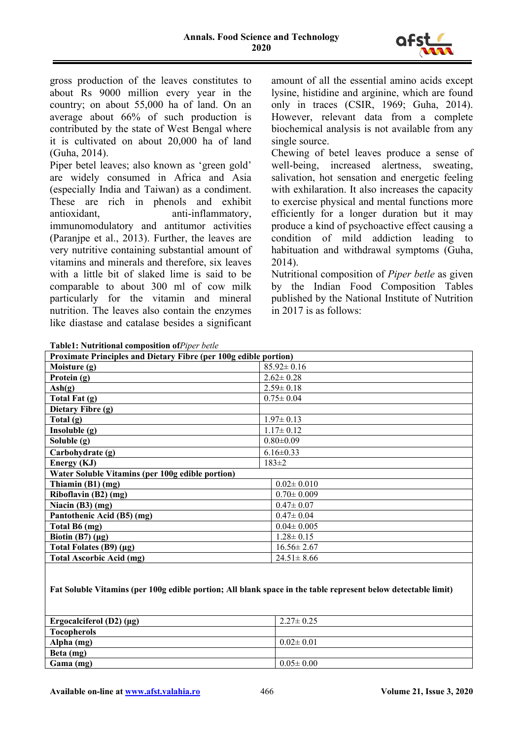gross production of the leaves constitutes to about Rs 9000 million every year in the country; on about 55,000 ha of land. On an average about 66% of such production is contributed by the state of West Bengal where it is cultivated on about 20,000 ha of land (Guha, 2014).

Piper betel leaves; also known as 'green gold' are widely consumed in Africa and Asia (especially India and Taiwan) as a condiment. These are rich in phenols and exhibit antioxidant, anti-inflammatory, immunomodulatory and antitumor activities (Paranjpe et al., 2013). Further, the leaves are very nutritive containing substantial amount of vitamins and minerals and therefore, six leaves with a little bit of slaked lime is said to be comparable to about 300 ml of cow milk particularly for the vitamin and mineral nutrition. The leaves also contain the enzymes like diastase and catalase besides a significant amount of all the essential amino acids except lysine, histidine and arginine, which are found only in traces (CSIR, 1969; Guha, 2014). However, relevant data from a complete biochemical analysis is not available from any single source.

Chewing of betel leaves produce a sense of well-being, increased alertness, sweating, salivation, hot sensation and energetic feeling with exhilaration. It also increases the capacity to exercise physical and mental functions more efficiently for a longer duration but it may produce a kind of psychoactive effect causing a condition of mild addiction leading to habituation and withdrawal symptoms (Guha, 2014).

Nutritional composition of *Piper betle* as given by the Indian Food Composition Tables published by the National Institute of Nutrition in 2017 is as follows:

**Table1: Nutritional composition of*Piper betle***

| **Proximate Principles and Dietary Fibre (per 100g edible portion)** | |
|---|---|
| **Moisture (g)** | 85.92± 0.16 |
| **Protein (g)** | 2.62± 0.28 |
| **Ash(g)** | 2.59± 0.18 |
| **Total Fat (g)** | 0.75± 0.04 |
| **Dietary Fibre (g)** | |
| **Total (g)** | 1.97± 0.13 |
| **Insoluble (g)** | 1.17± 0.12 |
| **Soluble (g)** | 0.80±0.09 |
| **Carbohydrate (g)** | 6.16±0.33 |
| **Energy (KJ)** | 183±2 |
| **Water Soluble Vitamins (per 100g edible portion)** | |
| **Thiamin (B1) (mg)** | 0.02± 0.010 |
| **Riboflavin (B2) (mg)** | 0.70± 0.009 |
| **Niacin (B3) (mg)** | 0.47± 0.07 |
| **Pantothenic Acid (B5) (mg)** | 0.47± 0.04 |
| **Total B6 (mg)** | 0.04± 0.005 |
| **Biotin (B7) (μg)** | 1.28± 0.15 |
| **Total Folates (B9) (μg)** | 16.56± 2.67 |
| **Total Ascorbic Acid (mg)** | 24.51± 8.66 |
| **Fat Soluble Vitamins (per 100g edible portion; All blank space in the table represent below detectable limit)** | |
| **Ergocalciferol (D2) (μg)** | 2.27± 0.25 |
| **Tocopherols** | |
| **Alpha (mg)** | 0.02± 0.01 |
| **Beta (mg)** | |
| **Gama (mg)** | 0.05± 0.00 |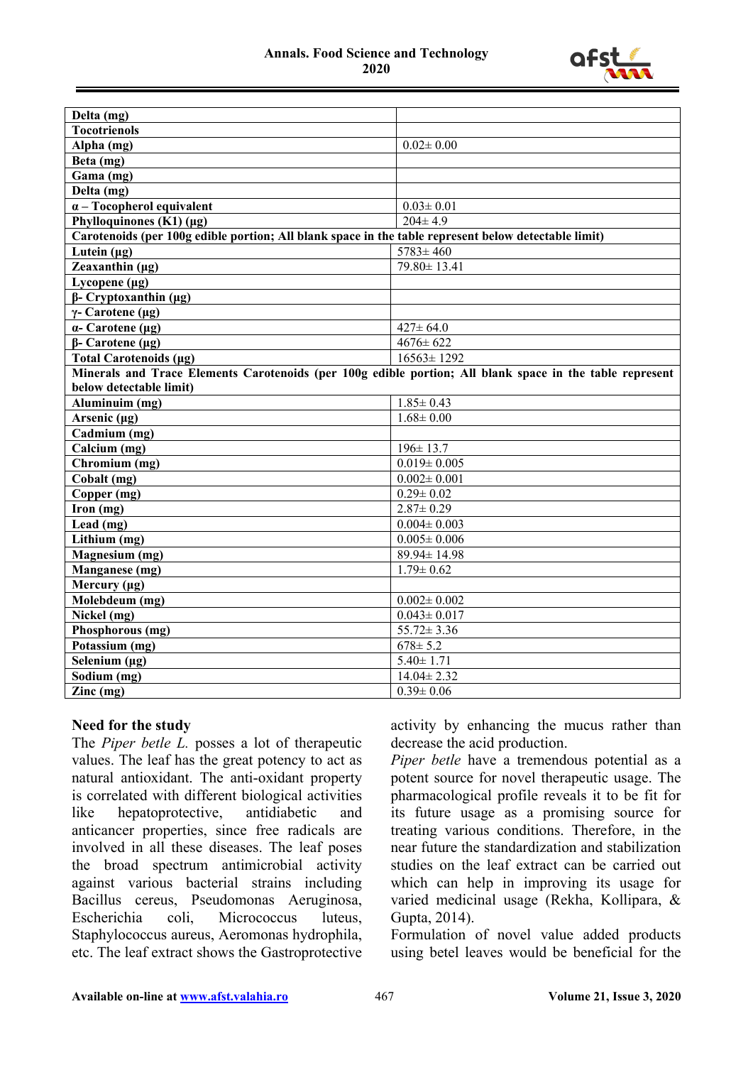| | |
|---|---|
| **Delta (mg)** | |
| **Tocotrienols** | |
| **Alpha (mg)** | 0.02± 0.00 |
| **Beta (mg)** | |
| **Gama (mg)** | |
| **Delta (mg)** | |
| **α – Tocopherol equivalent** | 0.03± 0.01 |
| **Phylloquinones (K1) (µg)** | 204± 4.9 |
| **Carotenoids (per 100g edible portion; All blank space in the table represent below detectable limit)** | |
| **Lutein (µg)** | 5783± 460 |
| **Zeaxanthin (µg)** | 79.80± 13.41 |
| **Lycopene (µg)** | |
| **β- Cryptoxanthin (µg)** | |
| **γ- Carotene (µg)** | |
| **α- Carotene (µg)** | 427± 64.0 |
| **β- Carotene (µg)** | 4676± 622 |
| **Total Carotenoids (µg)** | 16563± 1292 |
| **Minerals and Trace Elements Carotenoids (per 100g edible portion; All blank space in the table represent below detectable limit)** | |
| **Aluminuim (mg)** | 1.85± 0.43 |
| **Arsenic (µg)** | 1.68± 0.00 |
| **Cadmium (mg)** | |
| **Calcium (mg)** | 196± 13.7 |
| **Chromium (mg)** | 0.019± 0.005 |
| **Cobalt (mg)** | 0.002± 0.001 |
| **Copper (mg)** | 0.29± 0.02 |
| **Iron (mg)** | 2.87± 0.29 |
| **Lead (mg)** | 0.004± 0.003 |
| **Lithium (mg)** | 0.005± 0.006 |
| **Magnesium (mg)** | 89.94± 14.98 |
| **Manganese (mg)** | 1.79± 0.62 |
| **Mercury (µg)** | |
| **Molebdeum (mg)** | 0.002± 0.002 |
| **Nickel (mg)** | 0.043± 0.017 |
| **Phosphorous (mg)** | 55.72± 3.36 |
| **Potassium (mg)** | 678± 5.2 |
| **Selenium (µg)** | 5.40± 1.71 |
| **Sodium (mg)** | 14.04± 2.32 |
| **Zinc (mg)** | 0.39± 0.06 |

## Need for the study

The *Piper betle L.* posses a lot of therapeutic values. The leaf has the great potency to act as natural antioxidant. The anti-oxidant property is correlated with different biological activities like hepatoprotective, antidiabetic and anticancer properties, since free radicals are involved in all these diseases. The leaf poses the broad spectrum antimicrobial activity against various bacterial strains including Bacillus cereus, Pseudomonas Aeruginosa, Escherichia coli, Micrococcus luteus, Staphylococcus aureus, Aeromonas hydrophila, etc. The leaf extract shows the Gastroprotective activity by enhancing the mucus rather than decrease the acid production.

*Piper betle* have a tremendous potential as a potent source for novel therapeutic usage. The pharmacological profile reveals it to be fit for its future usage as a promising source for treating various conditions. Therefore, in the near future the standardization and stabilization studies on the leaf extract can be carried out which can help in improving its usage for varied medicinal usage (Rekha, Kollipara, & Gupta, 2014).

Formulation of novel value added products using betel leaves would be beneficial for the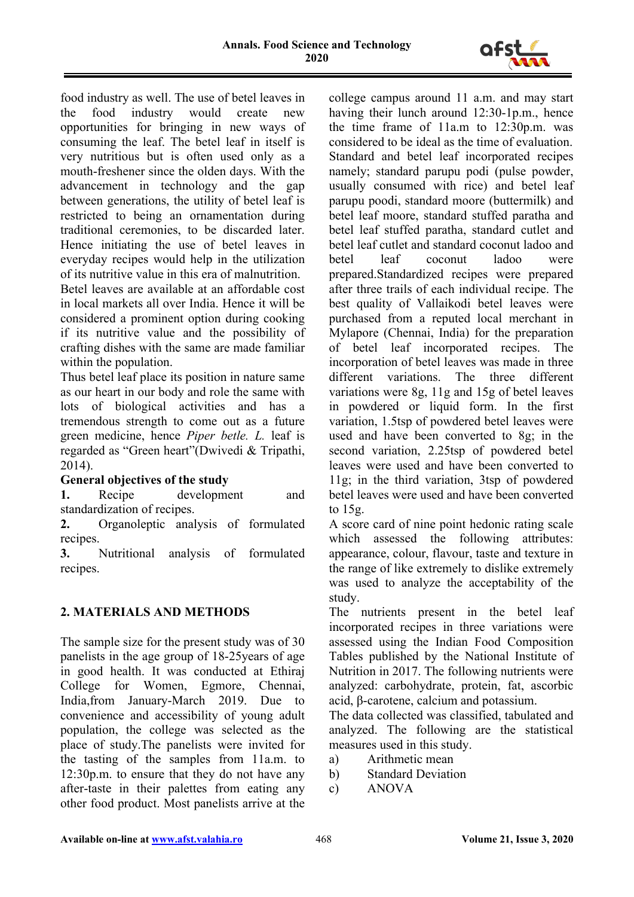food industry as well. The use of betel leaves in the food industry would create new opportunities for bringing in new ways of consuming the leaf. The betel leaf in itself is very nutritious but is often used only as a mouth-freshener since the olden days. With the advancement in technology and the gap between generations, the utility of betel leaf is restricted to being an ornamentation during traditional ceremonies, to be discarded later. Hence initiating the use of betel leaves in everyday recipes would help in the utilization of its nutritive value in this era of malnutrition.
Betel leaves are available at an affordable cost in local markets all over India. Hence it will be considered a prominent option during cooking if its nutritive value and the possibility of crafting dishes with the same are made familiar within the population.
Thus betel leaf place its position in nature same as our heart in our body and role the same with lots of biological activities and has a tremendous strength to come out as a future green medicine, hence *Piper betle. L.* leaf is regarded as "Green heart"(Dwivedi & Tripathi, 2014).

**General objectives of the study**

**1.** Recipe development and standardization of recipes.

**2.** Organoleptic analysis of formulated recipes.

**3.** Nutritional analysis of formulated recipes.

## 2. MATERIALS AND METHODS

The sample size for the present study was of 30 panelists in the age group of 18-25years of age in good health. It was conducted at Ethiraj College for Women, Egmore, Chennai, India,from January-March 2019. Due to convenience and accessibility of young adult population, the college was selected as the place of study.The panelists were invited for the tasting of the samples from 11a.m. to 12:30p.m. to ensure that they do not have any after-taste in their palettes from eating any other food product. Most panelists arrive at the college campus around 11 a.m. and may start having their lunch around 12:30-1p.m., hence the time frame of 11a.m to 12:30p.m. was considered to be ideal as the time of evaluation.
Standard and betel leaf incorporated recipes namely; standard parupu podi (pulse powder, usually consumed with rice) and betel leaf parupu poodi, standard moore (buttermilk) and betel leaf moore, standard stuffed paratha and betel leaf stuffed paratha, standard cutlet and betel leaf cutlet and standard coconut ladoo and betel leaf coconut ladoo were prepared.Standardized recipes were prepared after three trails of each individual recipe. The best quality of Vallaikodi betel leaves were purchased from a reputed local merchant in Mylapore (Chennai, India) for the preparation of betel leaf incorporated recipes. The incorporation of betel leaves was made in three different variations. The three different variations were 8g, 11g and 15g of betel leaves in powdered or liquid form. In the first variation, 1.5tsp of powdered betel leaves were used and have been converted to 8g; in the second variation, 2.25tsp of powdered betel leaves were used and have been converted to 11g; in the third variation, 3tsp of powdered betel leaves were used and have been converted to 15g.
A score card of nine point hedonic rating scale which assessed the following attributes: appearance, colour, flavour, taste and texture in the range of like extremely to dislike extremely was used to analyze the acceptability of the study.
The nutrients present in the betel leaf incorporated recipes in three variations were assessed using the Indian Food Composition Tables published by the National Institute of Nutrition in 2017. The following nutrients were analyzed: carbohydrate, protein, fat, ascorbic acid, β-carotene, calcium and potassium.
The data collected was classified, tabulated and analyzed. The following are the statistical measures used in this study.

a) Arithmetic mean
b) Standard Deviation
c) ANOVA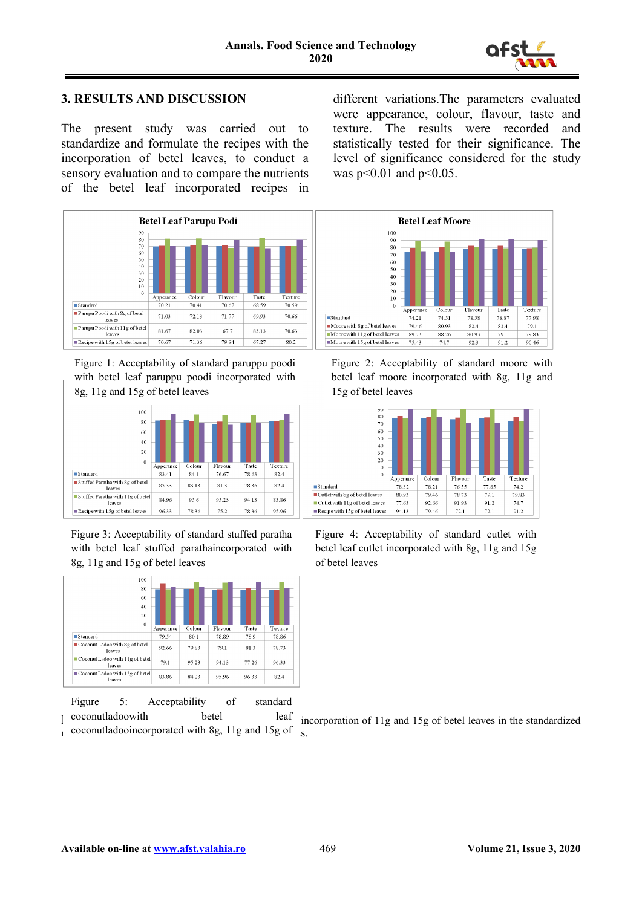## 3. RESULTS AND DISCUSSION

The present study was carried out to standardize and formulate the recipes with the incorporation of betel leaves, to conduct a sensory evaluation and to compare the nutrients of the betel leaf incorporated recipes in different variations.The parameters evaluated were appearance, colour, flavour, taste and texture. The results were recorded and statistically tested for their significance. The level of significance considered for the study was p<0.01 and p<0.05.

**Betel Leaf Parupu Podi**

| | Apperance | Colour | Flavour | Taste | Texture |
|---|---|---|---|---|---|
| Standard | 70.21 | 70.41 | 70.67 | 68.59 | 70.59 |
| Parupu Poodi with 8g of betel leaves | 71.03 | 72.13 | 71.77 | 69.93 | 70.66 |
| Parupu Poodi with 11g of betel leaves | 81.67 | 82.03 | 67.7 | 83.13 | 70.63 |
| Recipe with 15g of betel leaves | 70.67 | 71.36 | 79.84 | 67.27 | 80.2 |

Figure 1: Acceptability of standard paruppu poodi with betel leaf paruppu poodi incorporated with 8g, 11g and 15g of betel leaves

**Betel Leaf Moore**

| | Apperance | Colour | Flavour | Taste | Texture |
|---|---|---|---|---|---|
| Standard | 74.21 | 74.51 | 78.58 | 78.87 | 77.98 |
| Moore with 8g of betel leaves | 79.46 | 80.93 | 82.4 | 82.4 | 79.1 |
| Moore with 11g of betel leaves | 89.73 | 88.26 | 80.93 | 79.1 | 79.83 |
| Moore with 15g of betel leaves | 75.43 | 74.7 | 92.3 | 91.2 | 90.46 |

Figure 2: Acceptability of standard moore with betel leaf moore incorporated with 8g, 11g and 15g of betel leaves

| | Apperance | Colour | Flavour | Taste | Texture |
|---|---|---|---|---|---|
| Standard | 83.41 | 84.1 | 76.67 | 78.63 | 82.4 |
| Stuffed Paratha with 8g of betel leaves | 85.33 | 83.13 | 81.3 | 78.36 | 82.4 |
| Stuffed Paratha with 11g of betel leaves | 84.96 | 95.6 | 95.23 | 94.13 | 83.86 |
| Recipe with 15g of betel leaves | 96.33 | 78.36 | 75.2 | 78.36 | 95.96 |

Figure 3: Acceptability of standard stuffed paratha with betel leaf stuffed parathaincorporated with 8g, 11g and 15g of betel leaves

| | Apperance | Colour | Flavour | Taste | Texture |
|---|---|---|---|---|---|
| Standard | 78.32 | 78.21 | 76.55 | 77.85 | 74.2 |
| Cutlet with 8g of betel leaves | 80.93 | 79.46 | 78.73 | 79.1 | 79.83 |
| Cutlet with 11g of betel leaves | 77.63 | 92.66 | 91.93 | 91.2 | 74.7 |
| Recipe with 15g of betel leaves | 94.13 | 79.46 | 72.1 | 72.1 | 91.2 |

Figure 4: Acceptability of standard cutlet with betel leaf cutlet incorporated with 8g, 11g and 15g of betel leaves

| | Apperance | Colour | Flavour | Taste | Texture |
|---|---|---|---|---|---|
| Standard | 79.54 | 80.1 | 78.89 | 78.9 | 78.86 |
| Coconut Ladoo with 8g of betel leaves | 92.66 | 79.83 | 79.1 | 81.3 | 78.73 |
| Coconut Ladoo with 11g of betel leaves | 79.1 | 95.23 | 94.13 | 77.26 | 96.33 |
| Coconut Ladoo with 15g of betel leaves | 83.86 | 84.23 | 95.96 | 96.33 | 82.4 |

Figure 5: Acceptability of standard coconutladoowith betel leaf coconutladooincorporated with 8g, 11g and 15g of

incorporation of 11g and 15g of betel leaves in the standardized ...s.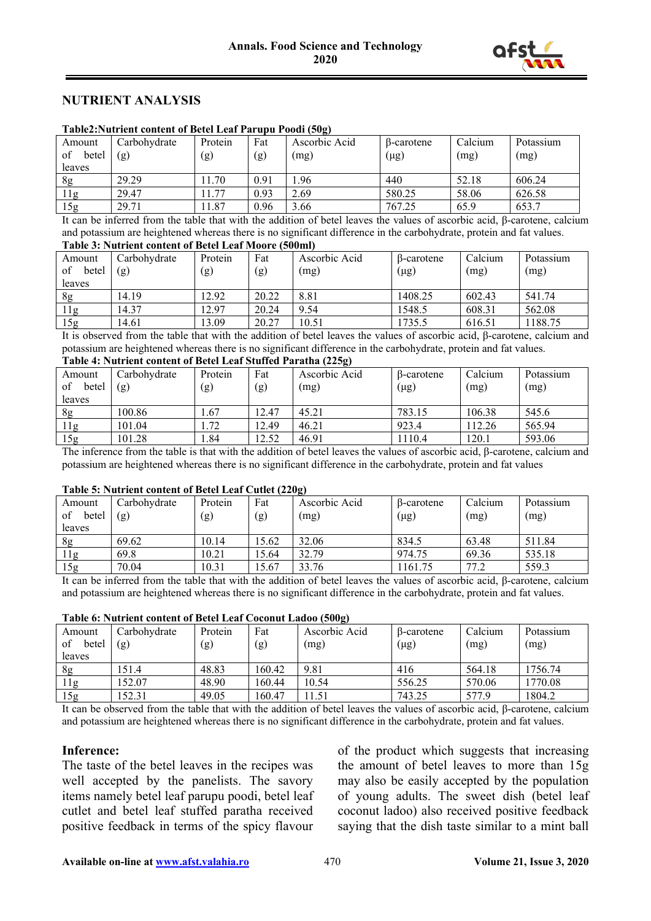## NUTRIENT ANALYSIS

**Table2:Nutrient content of Betel Leaf Parupu Poodi (50g)**

| Amount of betel leaves | Carbohydrate (g) | Protein (g) | Fat (g) | Ascorbic Acid (mg) | β-carotene (μg) | Calcium (mg) | Potassium (mg) |
|---|---|---|---|---|---|---|---|
| 8g | 29.29 | 11.70 | 0.91 | 1.96 | 440 | 52.18 | 606.24 |
| 11g | 29.47 | 11.77 | 0.93 | 2.69 | 580.25 | 58.06 | 626.58 |
| 15g | 29.71 | 11.87 | 0.96 | 3.66 | 767.25 | 65.9 | 653.7 |

It can be inferred from the table that with the addition of betel leaves the values of ascorbic acid, β-carotene, calcium and potassium are heightened whereas there is no significant difference in the carbohydrate, protein and fat values.

**Table 3: Nutrient content of Betel Leaf Moore (500ml)**

| Amount of betel leaves | Carbohydrate (g) | Protein (g) | Fat (g) | Ascorbic Acid (mg) | β-carotene (μg) | Calcium (mg) | Potassium (mg) |
|---|---|---|---|---|---|---|---|
| 8g | 14.19 | 12.92 | 20.22 | 8.81 | 1408.25 | 602.43 | 541.74 |
| 11g | 14.37 | 12.97 | 20.24 | 9.54 | 1548.5 | 608.31 | 562.08 |
| 15g | 14.61 | 13.09 | 20.27 | 10.51 | 1735.5 | 616.51 | 1188.75 |

It is observed from the table that with the addition of betel leaves the values of ascorbic acid, β-carotene, calcium and potassium are heightened whereas there is no significant difference in the carbohydrate, protein and fat values.

**Table 4: Nutrient content of Betel Leaf Stuffed Paratha (225g)**

| Amount of betel leaves | Carbohydrate (g) | Protein (g) | Fat (g) | Ascorbic Acid (mg) | β-carotene (μg) | Calcium (mg) | Potassium (mg) |
|---|---|---|---|---|---|---|---|
| 8g | 100.86 | 1.67 | 12.47 | 45.21 | 783.15 | 106.38 | 545.6 |
| 11g | 101.04 | 1.72 | 12.49 | 46.21 | 923.4 | 112.26 | 565.94 |
| 15g | 101.28 | 1.84 | 12.52 | 46.91 | 1110.4 | 120.1 | 593.06 |

The inference from the table is that with the addition of betel leaves the values of ascorbic acid, β-carotene, calcium and potassium are heightened whereas there is no significant difference in the carbohydrate, protein and fat values

**Table 5: Nutrient content of Betel Leaf Cutlet (220g)**

| Amount of betel leaves | Carbohydrate (g) | Protein (g) | Fat (g) | Ascorbic Acid (mg) | β-carotene (μg) | Calcium (mg) | Potassium (mg) |
|---|---|---|---|---|---|---|---|
| 8g | 69.62 | 10.14 | 15.62 | 32.06 | 834.5 | 63.48 | 511.84 |
| 11g | 69.8 | 10.21 | 15.64 | 32.79 | 974.75 | 69.36 | 535.18 |
| 15g | 70.04 | 10.31 | 15.67 | 33.76 | 1161.75 | 77.2 | 559.3 |

It can be inferred from the table that with the addition of betel leaves the values of ascorbic acid, β-carotene, calcium and potassium are heightened whereas there is no significant difference in the carbohydrate, protein and fat values.

**Table 6: Nutrient content of Betel Leaf Coconut Ladoo (500g)**

| Amount of betel leaves | Carbohydrate (g) | Protein (g) | Fat (g) | Ascorbic Acid (mg) | β-carotene (μg) | Calcium (mg) | Potassium (mg) |
|---|---|---|---|---|---|---|---|
| 8g | 151.4 | 48.83 | 160.42 | 9.81 | 416 | 564.18 | 1756.74 |
| 11g | 152.07 | 48.90 | 160.44 | 10.54 | 556.25 | 570.06 | 1770.08 |
| 15g | 152.31 | 49.05 | 160.47 | 11.51 | 743.25 | 577.9 | 1804.2 |

It can be observed from the table that with the addition of betel leaves the values of ascorbic acid, β-carotene, calcium and potassium are heightened whereas there is no significant difference in the carbohydrate, protein and fat values.

**Inference:**

The taste of the betel leaves in the recipes was well accepted by the panelists. The savory items namely betel leaf parupu poodi, betel leaf cutlet and betel leaf stuffed paratha received positive feedback in terms of the spicy flavour of the product which suggests that increasing the amount of betel leaves to more than 15g may also be easily accepted by the population of young adults. The sweet dish (betel leaf coconut ladoo) also received positive feedback saying that the dish taste similar to a mint ball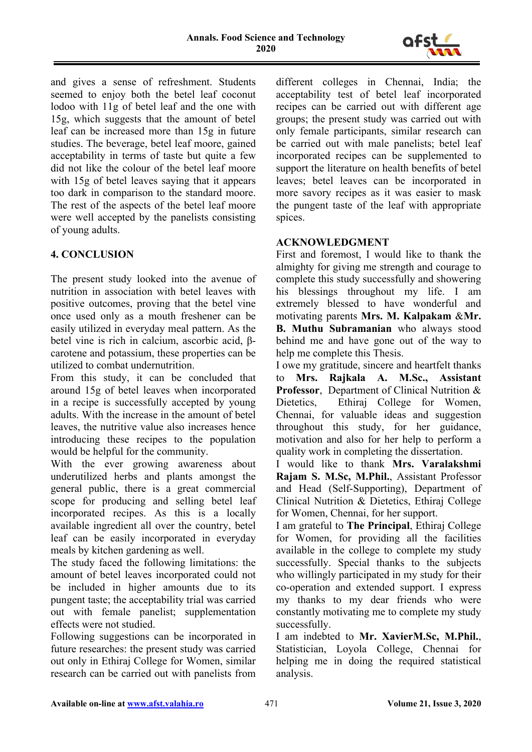and gives a sense of refreshment. Students seemed to enjoy both the betel leaf coconut lodoo with 11g of betel leaf and the one with 15g, which suggests that the amount of betel leaf can be increased more than 15g in future studies. The beverage, betel leaf moore, gained acceptability in terms of taste but quite a few did not like the colour of the betel leaf moore with 15g of betel leaves saying that it appears too dark in comparison to the standard moore. The rest of the aspects of the betel leaf moore were well accepted by the panelists consisting of young adults.

## 4. CONCLUSION

The present study looked into the avenue of nutrition in association with betel leaves with positive outcomes, proving that the betel vine once used only as a mouth freshener can be easily utilized in everyday meal pattern. As the betel vine is rich in calcium, ascorbic acid, β-carotene and potassium, these properties can be utilized to combat undernutrition.

From this study, it can be concluded that around 15g of betel leaves when incorporated in a recipe is successfully accepted by young adults. With the increase in the amount of betel leaves, the nutritive value also increases hence introducing these recipes to the population would be helpful for the community.

With the ever growing awareness about underutilized herbs and plants amongst the general public, there is a great commercial scope for producing and selling betel leaf incorporated recipes. As this is a locally available ingredient all over the country, betel leaf can be easily incorporated in everyday meals by kitchen gardening as well.

The study faced the following limitations: the amount of betel leaves incorporated could not be included in higher amounts due to its pungent taste; the acceptability trial was carried out with female panelist; supplementation effects were not studied.

Following suggestions can be incorporated in future researches: the present study was carried out only in Ethiraj College for Women, similar research can be carried out with panelists from different colleges in Chennai, India; the acceptability test of betel leaf incorporated recipes can be carried out with different age groups; the present study was carried out with only female participants, similar research can be carried out with male panelists; betel leaf incorporated recipes can be supplemented to support the literature on health benefits of betel leaves; betel leaves can be incorporated in more savory recipes as it was easier to mask the pungent taste of the leaf with appropriate spices.

## ACKNOWLEDGMENT

First and foremost, I would like to thank the almighty for giving me strength and courage to complete this study successfully and showering his blessings throughout my life. I am extremely blessed to have wonderful and motivating parents **Mrs. M. Kalpakam** &**Mr. B. Muthu Subramanian** who always stood behind me and have gone out of the way to help me complete this Thesis.

I owe my gratitude, sincere and heartfelt thanks to **Mrs. Rajkala A. M.Sc., Assistant Professor**, Department of Clinical Nutrition & Dietetics, Ethiraj College for Women, Chennai, for valuable ideas and suggestion throughout this study, for her guidance, motivation and also for her help to perform a quality work in completing the dissertation.

I would like to thank **Mrs. Varalakshmi Rajam S. M.Sc, M.Phil.**, Assistant Professor and Head (Self-Supporting), Department of Clinical Nutrition & Dietetics, Ethiraj College for Women, Chennai, for her support.

I am grateful to **The Principal**, Ethiraj College for Women, for providing all the facilities available in the college to complete my study successfully. Special thanks to the subjects who willingly participated in my study for their co-operation and extended support. I express my thanks to my dear friends who were constantly motivating me to complete my study successfully.

I am indebted to **Mr. XavierM.Sc, M.Phil.**, Statistician, Loyola College, Chennai for helping me in doing the required statistical analysis.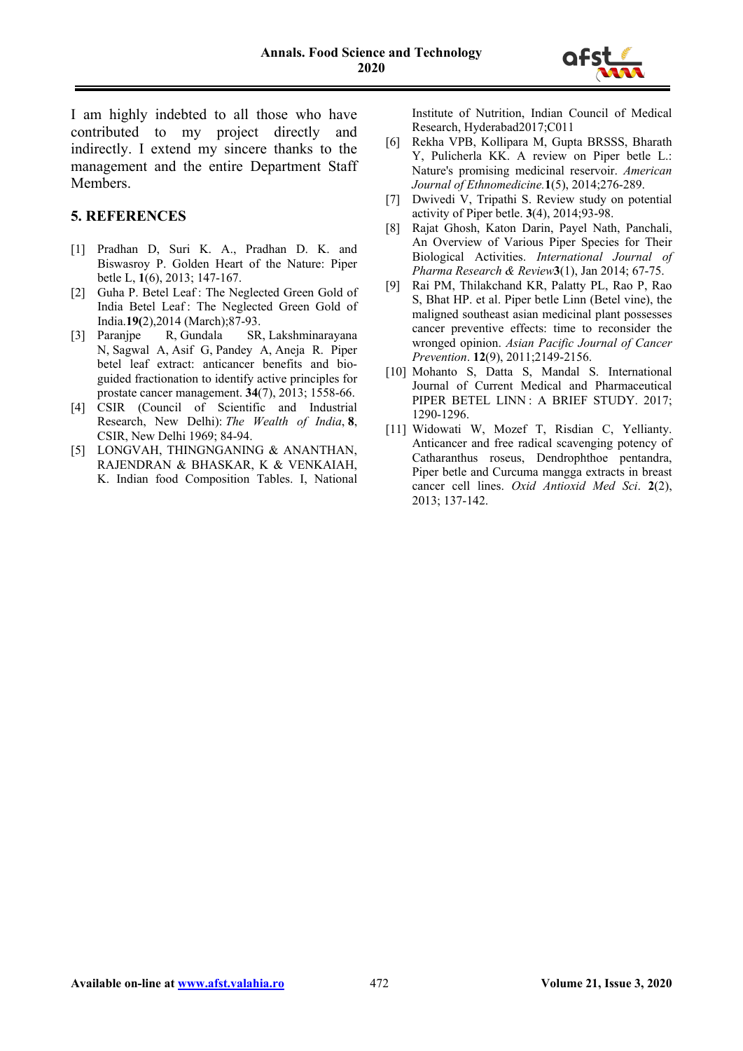I am highly indebted to all those who have contributed to my project directly and indirectly. I extend my sincere thanks to the management and the entire Department Staff Members.

## 5. REFERENCES

[1] Pradhan D, Suri K. A., Pradhan D. K. and Biswasroy P. Golden Heart of the Nature: Piper betle L, **1**(6), 2013; 147-167.

[2] Guha P. Betel Leaf : The Neglected Green Gold of India Betel Leaf : The Neglected Green Gold of India.**19(**2),2014 (March);87-93.

[3] Paranjpe R, Gundala SR, Lakshminarayana N, Sagwal A, Asif G, Pandey A, Aneja R. Piper betel leaf extract: anticancer benefits and bio-guided fractionation to identify active principles for prostate cancer management. **34**(7), 2013; 1558-66.

[4] CSIR (Council of Scientific and Industrial Research, New Delhi): *The Wealth of India*, **8**, CSIR, New Delhi 1969; 84-94.

[5] LONGVAH, THINGNGANING & ANANTHAN, RAJENDRAN & BHASKAR, K & VENKAIAH, K. Indian food Composition Tables. I, National Institute of Nutrition, Indian Council of Medical Research, Hyderabad2017;C011

[6] Rekha VPB, Kollipara M, Gupta BRSSS, Bharath Y, Pulicherla KK. A review on Piper betle L.: Nature's promising medicinal reservoir. *American Journal of Ethnomedicine.***1**(5), 2014;276-289.

[7] Dwivedi V, Tripathi S. Review study on potential activity of Piper betle. **3**(4), 2014;93-98.

[8] Rajat Ghosh, Katon Darin, Payel Nath, Panchali, An Overview of Various Piper Species for Their Biological Activities. *International Journal of Pharma Research & Review***3**(1), Jan 2014; 67-75.

[9] Rai PM, Thilakchand KR, Palatty PL, Rao P, Rao S, Bhat HP. et al. Piper betle Linn (Betel vine), the maligned southeast asian medicinal plant possesses cancer preventive effects: time to reconsider the wronged opinion. *Asian Pacific Journal of Cancer Prevention*. **12**(9), 2011;2149-2156.

[10] Mohanto S, Datta S, Mandal S. International Journal of Current Medical and Pharmaceutical PIPER BETEL LINN : A BRIEF STUDY. 2017; 1290-1296.

[11] Widowati W, Mozef T, Risdian C, Yellianty. Anticancer and free radical scavenging potency of Catharanthus roseus, Dendrophthoe pentandra, Piper betle and Curcuma mangga extracts in breast cancer cell lines. *Oxid Antioxid Med Sci*. **2**(2), 2013; 137-142.